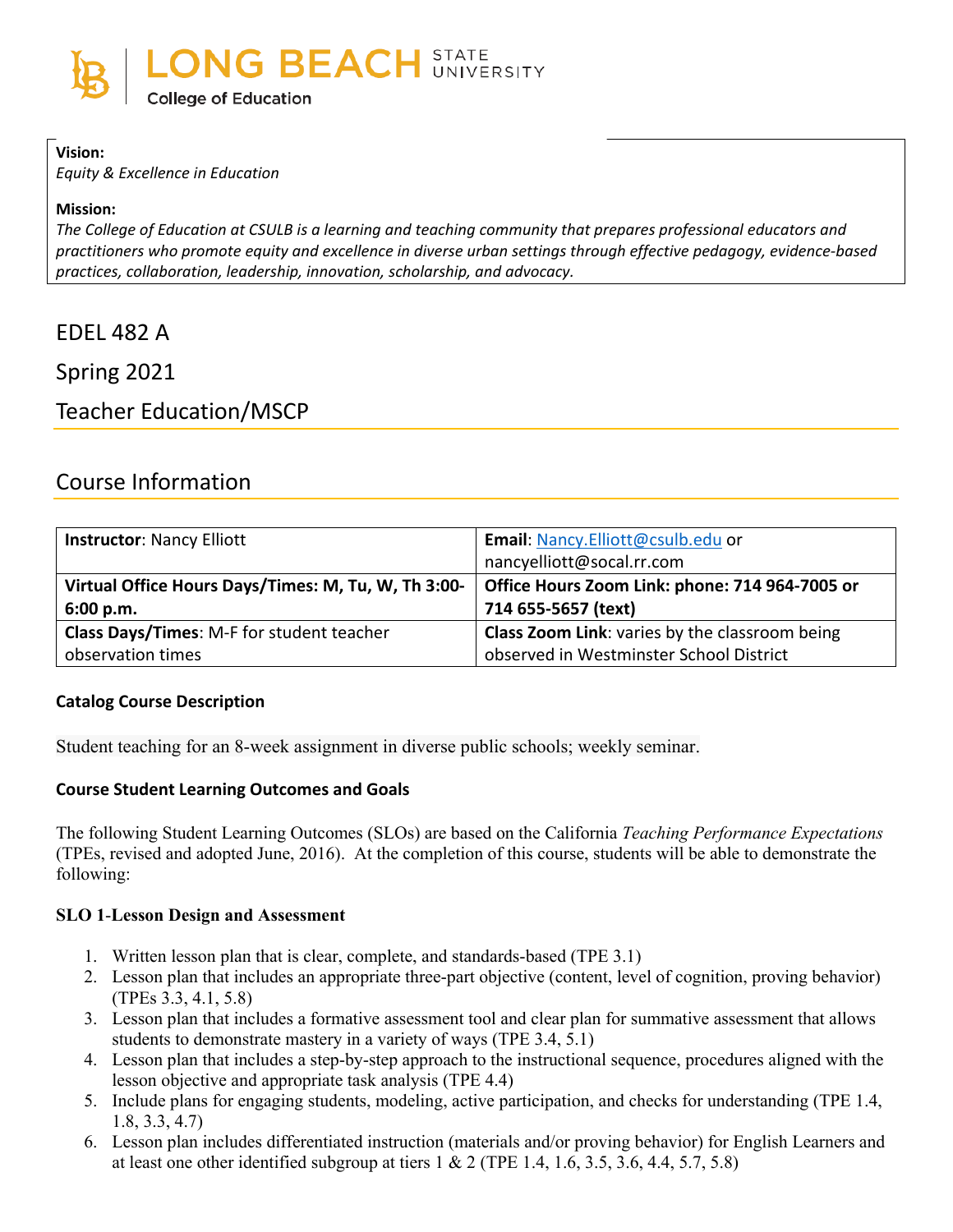LONG BEACH STATE UNIVERSITY

College of Education

**Vision:**

*Equity & Excellence in Education*

**Mission:**

*The College of Education at CSULB is a learning and teaching community that prepares professional educators and practitioners who promote equity and excellence in diverse urban settings through effective pedagogy, evidence-based practices, collaboration, leadership, innovation, scholarship, and advocacy.*

# EDEL 482 A

# Spring 2021

# Teacher Education/MSCP

## Course Information

| **Instructor**: Nancy Elliott | **Email**: Nancy.Elliott@csulb.edu or nancyelliott@socal.rr.com |
|---|---|
| **Virtual Office Hours Days/Times: M, Tu, W, Th 3:00-6:00 p.m.** | **Office Hours Zoom Link: phone: 714 964-7005 or 714 655-5657 (text)** |
| **Class Days/Times**: M-F for student teacher observation times | **Class Zoom Link**: varies by the classroom being observed in Westminster School District |

**Catalog Course Description**

Student teaching for an 8-week assignment in diverse public schools; weekly seminar.

**Course Student Learning Outcomes and Goals**

The following Student Learning Outcomes (SLOs) are based on the California *Teaching Performance Expectations* (TPEs, revised and adopted June, 2016). At the completion of this course, students will be able to demonstrate the following:

**SLO 1-Lesson Design and Assessment**

1. Written lesson plan that is clear, complete, and standards-based (TPE 3.1)
2. Lesson plan that includes an appropriate three-part objective (content, level of cognition, proving behavior) (TPEs 3.3, 4.1, 5.8)
3. Lesson plan that includes a formative assessment tool and clear plan for summative assessment that allows students to demonstrate mastery in a variety of ways (TPE 3.4, 5.1)
4. Lesson plan that includes a step-by-step approach to the instructional sequence, procedures aligned with the lesson objective and appropriate task analysis (TPE 4.4)
5. Include plans for engaging students, modeling, active participation, and checks for understanding (TPE 1.4, 1.8, 3.3, 4.7)
6. Lesson plan includes differentiated instruction (materials and/or proving behavior) for English Learners and at least one other identified subgroup at tiers 1 & 2 (TPE 1.4, 1.6, 3.5, 3.6, 4.4, 5.7, 5.8)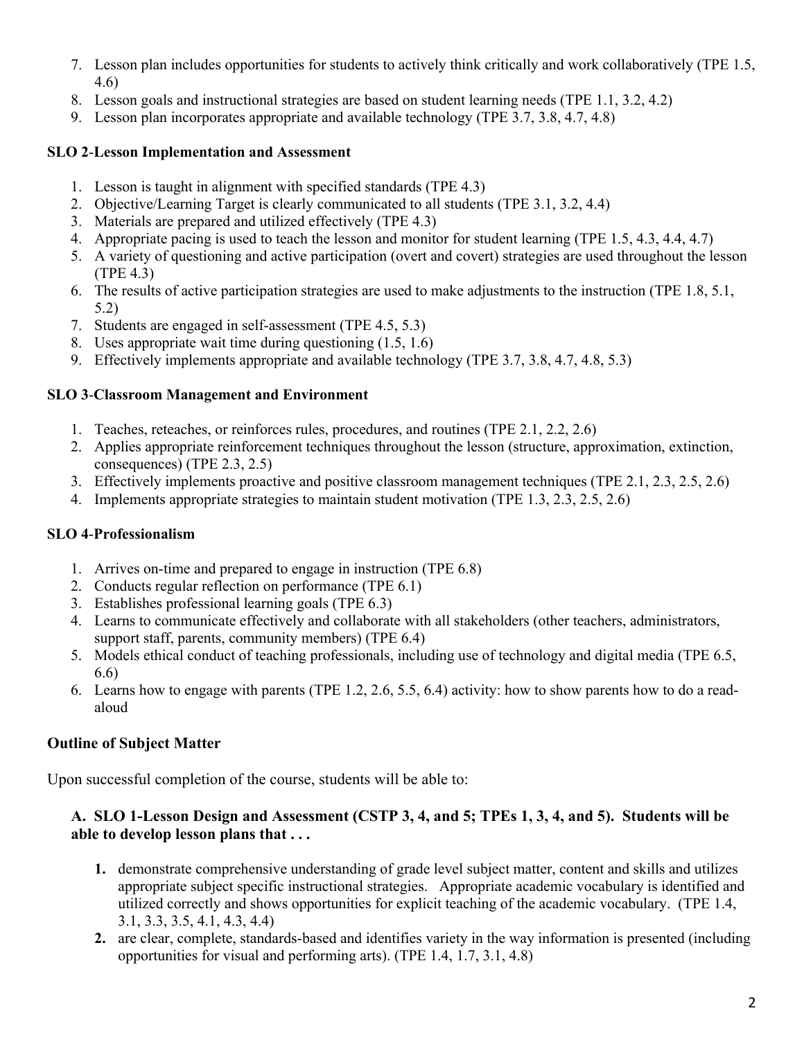7. Lesson plan includes opportunities for students to actively think critically and work collaboratively (TPE 1.5, 4.6)
8. Lesson goals and instructional strategies are based on student learning needs (TPE 1.1, 3.2, 4.2)
9. Lesson plan incorporates appropriate and available technology (TPE 3.7, 3.8, 4.7, 4.8)

**SLO 2-Lesson Implementation and Assessment**

1. Lesson is taught in alignment with specified standards (TPE 4.3)
2. Objective/Learning Target is clearly communicated to all students (TPE 3.1, 3.2, 4.4)
3. Materials are prepared and utilized effectively (TPE 4.3)
4. Appropriate pacing is used to teach the lesson and monitor for student learning (TPE 1.5, 4.3, 4.4, 4.7)
5. A variety of questioning and active participation (overt and covert) strategies are used throughout the lesson (TPE 4.3)
6. The results of active participation strategies are used to make adjustments to the instruction (TPE 1.8, 5.1, 5.2)
7. Students are engaged in self-assessment (TPE 4.5, 5.3)
8. Uses appropriate wait time during questioning (1.5, 1.6)
9. Effectively implements appropriate and available technology (TPE 3.7, 3.8, 4.7, 4.8, 5.3)

**SLO 3-Classroom Management and Environment**

1. Teaches, reteaches, or reinforces rules, procedures, and routines (TPE 2.1, 2.2, 2.6)
2. Applies appropriate reinforcement techniques throughout the lesson (structure, approximation, extinction, consequences) (TPE 2.3, 2.5)
3. Effectively implements proactive and positive classroom management techniques (TPE 2.1, 2.3, 2.5, 2.6)
4. Implements appropriate strategies to maintain student motivation (TPE 1.3, 2.3, 2.5, 2.6)

**SLO 4-Professionalism**

1. Arrives on-time and prepared to engage in instruction (TPE 6.8)
2. Conducts regular reflection on performance (TPE 6.1)
3. Establishes professional learning goals (TPE 6.3)
4. Learns to communicate effectively and collaborate with all stakeholders (other teachers, administrators, support staff, parents, community members) (TPE 6.4)
5. Models ethical conduct of teaching professionals, including use of technology and digital media (TPE 6.5, 6.6)
6. Learns how to engage with parents (TPE 1.2, 2.6, 5.5, 6.4) activity: how to show parents how to do a read-aloud

**Outline of Subject Matter**

Upon successful completion of the course, students will be able to:

**A. SLO 1-Lesson Design and Assessment (CSTP 3, 4, and 5; TPEs 1, 3, 4, and 5). Students will be able to develop lesson plans that . . .**

1. demonstrate comprehensive understanding of grade level subject matter, content and skills and utilizes appropriate subject specific instructional strategies. Appropriate academic vocabulary is identified and utilized correctly and shows opportunities for explicit teaching of the academic vocabulary. (TPE 1.4, 3.1, 3.3, 3.5, 4.1, 4.3, 4.4)
2. are clear, complete, standards-based and identifies variety in the way information is presented (including opportunities for visual and performing arts). (TPE 1.4, 1.7, 3.1, 4.8)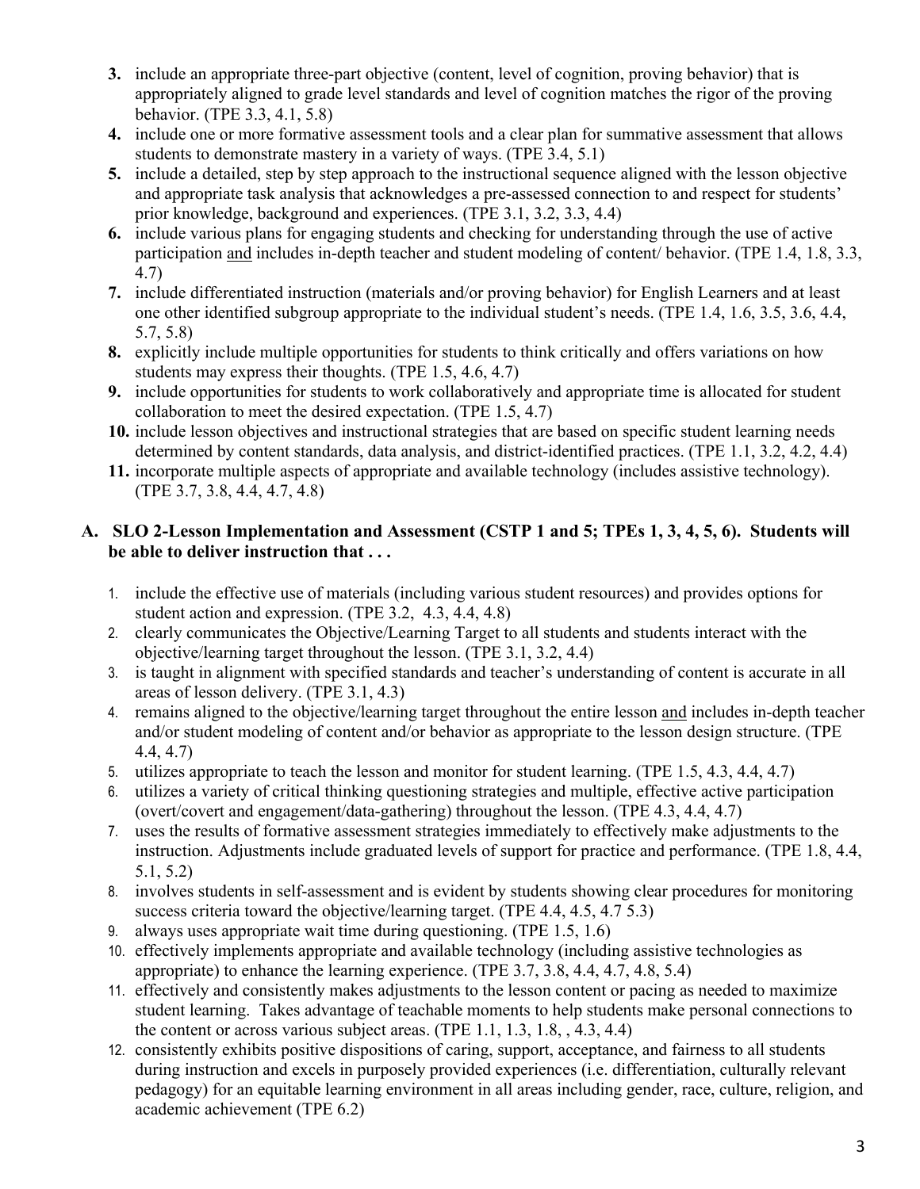3. include an appropriate three-part objective (content, level of cognition, proving behavior) that is appropriately aligned to grade level standards and level of cognition matches the rigor of the proving behavior. (TPE 3.3, 4.1, 5.8)
4. include one or more formative assessment tools and a clear plan for summative assessment that allows students to demonstrate mastery in a variety of ways. (TPE 3.4, 5.1)
5. include a detailed, step by step approach to the instructional sequence aligned with the lesson objective and appropriate task analysis that acknowledges a pre-assessed connection to and respect for students' prior knowledge, background and experiences. (TPE 3.1, 3.2, 3.3, 4.4)
6. include various plans for engaging students and checking for understanding through the use of active participation <u>and</u> includes in-depth teacher and student modeling of content/ behavior. (TPE 1.4, 1.8, 3.3, 4.7)
7. include differentiated instruction (materials and/or proving behavior) for English Learners and at least one other identified subgroup appropriate to the individual student's needs. (TPE 1.4, 1.6, 3.5, 3.6, 4.4, 5.7, 5.8)
8. explicitly include multiple opportunities for students to think critically and offers variations on how students may express their thoughts. (TPE 1.5, 4.6, 4.7)
9. include opportunities for students to work collaboratively and appropriate time is allocated for student collaboration to meet the desired expectation. (TPE 1.5, 4.7)
10. include lesson objectives and instructional strategies that are based on specific student learning needs determined by content standards, data analysis, and district-identified practices. (TPE 1.1, 3.2, 4.2, 4.4)
11. incorporate multiple aspects of appropriate and available technology (includes assistive technology). (TPE 3.7, 3.8, 4.4, 4.7, 4.8)

**A. SLO 2-Lesson Implementation and Assessment (CSTP 1 and 5; TPEs 1, 3, 4, 5, 6). Students will be able to deliver instruction that . . .**

1. include the effective use of materials (including various student resources) and provides options for student action and expression. (TPE 3.2, 4.3, 4.4, 4.8)
2. clearly communicates the Objective/Learning Target to all students and students interact with the objective/learning target throughout the lesson. (TPE 3.1, 3.2, 4.4)
3. is taught in alignment with specified standards and teacher's understanding of content is accurate in all areas of lesson delivery. (TPE 3.1, 4.3)
4. remains aligned to the objective/learning target throughout the entire lesson <u>and</u> includes in-depth teacher and/or student modeling of content and/or behavior as appropriate to the lesson design structure. (TPE 4.4, 4.7)
5. utilizes appropriate to teach the lesson and monitor for student learning. (TPE 1.5, 4.3, 4.4, 4.7)
6. utilizes a variety of critical thinking questioning strategies and multiple, effective active participation (overt/covert and engagement/data-gathering) throughout the lesson. (TPE 4.3, 4.4, 4.7)
7. uses the results of formative assessment strategies immediately to effectively make adjustments to the instruction. Adjustments include graduated levels of support for practice and performance. (TPE 1.8, 4.4, 5.1, 5.2)
8. involves students in self-assessment and is evident by students showing clear procedures for monitoring success criteria toward the objective/learning target. (TPE 4.4, 4.5, 4.7 5.3)
9. always uses appropriate wait time during questioning. (TPE 1.5, 1.6)
10. effectively implements appropriate and available technology (including assistive technologies as appropriate) to enhance the learning experience. (TPE 3.7, 3.8, 4.4, 4.7, 4.8, 5.4)
11. effectively and consistently makes adjustments to the lesson content or pacing as needed to maximize student learning. Takes advantage of teachable moments to help students make personal connections to the content or across various subject areas. (TPE 1.1, 1.3, 1.8, , 4.3, 4.4)
12. consistently exhibits positive dispositions of caring, support, acceptance, and fairness to all students during instruction and excels in purposely provided experiences (i.e. differentiation, culturally relevant pedagogy) for an equitable learning environment in all areas including gender, race, culture, religion, and academic achievement (TPE 6.2)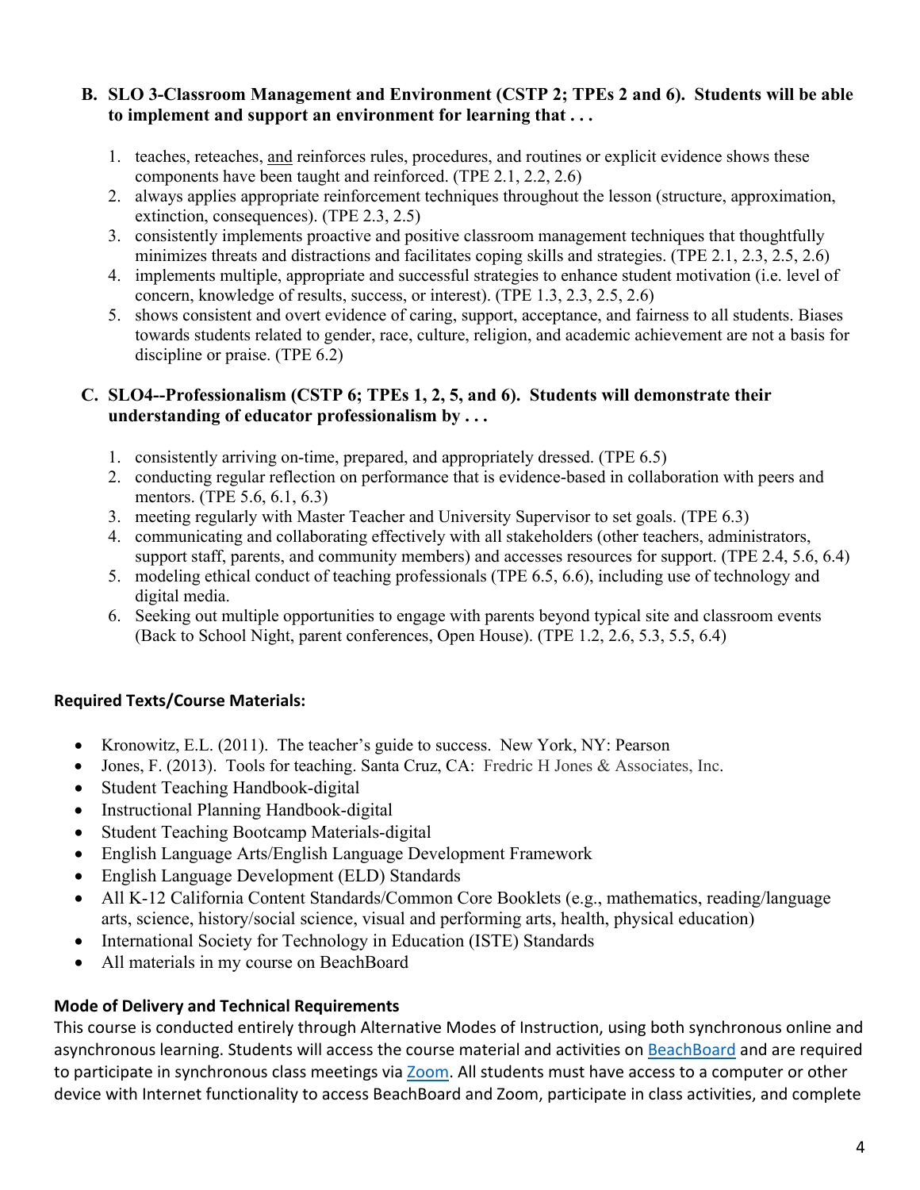**B. SLO 3-Classroom Management and Environment (CSTP 2; TPEs 2 and 6). Students will be able to implement and support an environment for learning that . . .**

1. teaches, reteaches, <u>and</u> reinforces rules, procedures, and routines or explicit evidence shows these components have been taught and reinforced. (TPE 2.1, 2.2, 2.6)
2. always applies appropriate reinforcement techniques throughout the lesson (structure, approximation, extinction, consequences). (TPE 2.3, 2.5)
3. consistently implements proactive and positive classroom management techniques that thoughtfully minimizes threats and distractions and facilitates coping skills and strategies. (TPE 2.1, 2.3, 2.5, 2.6)
4. implements multiple, appropriate and successful strategies to enhance student motivation (i.e. level of concern, knowledge of results, success, or interest). (TPE 1.3, 2.3, 2.5, 2.6)
5. shows consistent and overt evidence of caring, support, acceptance, and fairness to all students. Biases towards students related to gender, race, culture, religion, and academic achievement are not a basis for discipline or praise. (TPE 6.2)

**C. SLO4--Professionalism (CSTP 6; TPEs 1, 2, 5, and 6). Students will demonstrate their understanding of educator professionalism by . . .**

1. consistently arriving on-time, prepared, and appropriately dressed. (TPE 6.5)
2. conducting regular reflection on performance that is evidence-based in collaboration with peers and mentors. (TPE 5.6, 6.1, 6.3)
3. meeting regularly with Master Teacher and University Supervisor to set goals. (TPE 6.3)
4. communicating and collaborating effectively with all stakeholders (other teachers, administrators, support staff, parents, and community members) and accesses resources for support. (TPE 2.4, 5.6, 6.4)
5. modeling ethical conduct of teaching professionals (TPE 6.5, 6.6), including use of technology and digital media.
6. Seeking out multiple opportunities to engage with parents beyond typical site and classroom events (Back to School Night, parent conferences, Open House). (TPE 1.2, 2.6, 5.3, 5.5, 6.4)

**Required Texts/Course Materials:**

- Kronowitz, E.L. (2011). The teacher's guide to success. New York, NY: Pearson
- Jones, F. (2013). Tools for teaching. Santa Cruz, CA: Fredric H Jones & Associates, Inc.
- Student Teaching Handbook-digital
- Instructional Planning Handbook-digital
- Student Teaching Bootcamp Materials-digital
- English Language Arts/English Language Development Framework
- English Language Development (ELD) Standards
- All K-12 California Content Standards/Common Core Booklets (e.g., mathematics, reading/language arts, science, history/social science, visual and performing arts, health, physical education)
- International Society for Technology in Education (ISTE) Standards
- All materials in my course on BeachBoard

**Mode of Delivery and Technical Requirements**

This course is conducted entirely through Alternative Modes of Instruction, using both synchronous online and asynchronous learning. Students will access the course material and activities on BeachBoard and are required to participate in synchronous class meetings via Zoom. All students must have access to a computer or other device with Internet functionality to access BeachBoard and Zoom, participate in class activities, and complete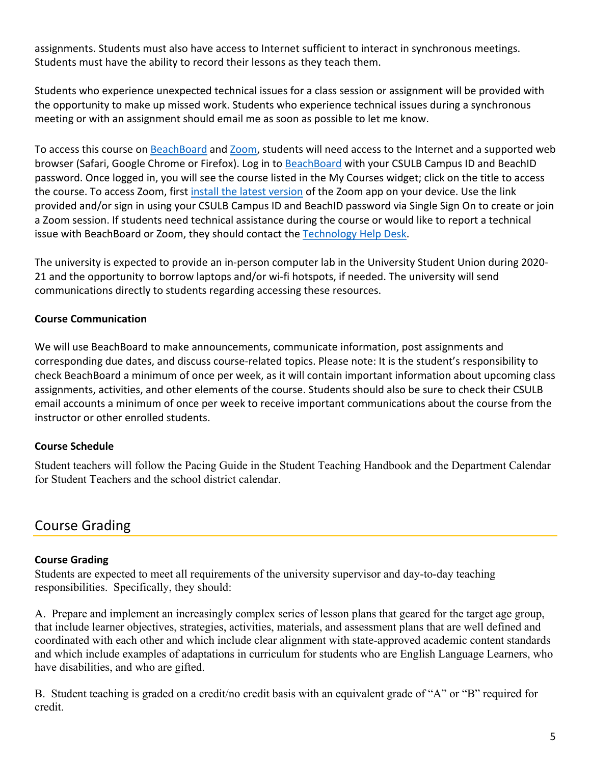assignments. Students must also have access to Internet sufficient to interact in synchronous meetings. Students must have the ability to record their lessons as they teach them.

Students who experience unexpected technical issues for a class session or assignment will be provided with the opportunity to make up missed work. Students who experience technical issues during a synchronous meeting or with an assignment should email me as soon as possible to let me know.

To access this course on BeachBoard and Zoom, students will need access to the Internet and a supported web browser (Safari, Google Chrome or Firefox). Log in to BeachBoard with your CSULB Campus ID and BeachID password. Once logged in, you will see the course listed in the My Courses widget; click on the title to access the course. To access Zoom, first install the latest version of the Zoom app on your device. Use the link provided and/or sign in using your CSULB Campus ID and BeachID password via Single Sign On to create or join a Zoom session. If students need technical assistance during the course or would like to report a technical issue with BeachBoard or Zoom, they should contact the Technology Help Desk.

The university is expected to provide an in-person computer lab in the University Student Union during 2020-21 and the opportunity to borrow laptops and/or wi-fi hotspots, if needed. The university will send communications directly to students regarding accessing these resources.

**Course Communication**

We will use BeachBoard to make announcements, communicate information, post assignments and corresponding due dates, and discuss course-related topics. Please note: It is the student's responsibility to check BeachBoard a minimum of once per week, as it will contain important information about upcoming class assignments, activities, and other elements of the course. Students should also be sure to check their CSULB email accounts a minimum of once per week to receive important communications about the course from the instructor or other enrolled students.

**Course Schedule**

Student teachers will follow the Pacing Guide in the Student Teaching Handbook and the Department Calendar for Student Teachers and the school district calendar.

## Course Grading

**Course Grading**

Students are expected to meet all requirements of the university supervisor and day-to-day teaching responsibilities. Specifically, they should:

A. Prepare and implement an increasingly complex series of lesson plans that geared for the target age group, that include learner objectives, strategies, activities, materials, and assessment plans that are well defined and coordinated with each other and which include clear alignment with state-approved academic content standards and which include examples of adaptations in curriculum for students who are English Language Learners, who have disabilities, and who are gifted.

B. Student teaching is graded on a credit/no credit basis with an equivalent grade of "A" or "B" required for credit.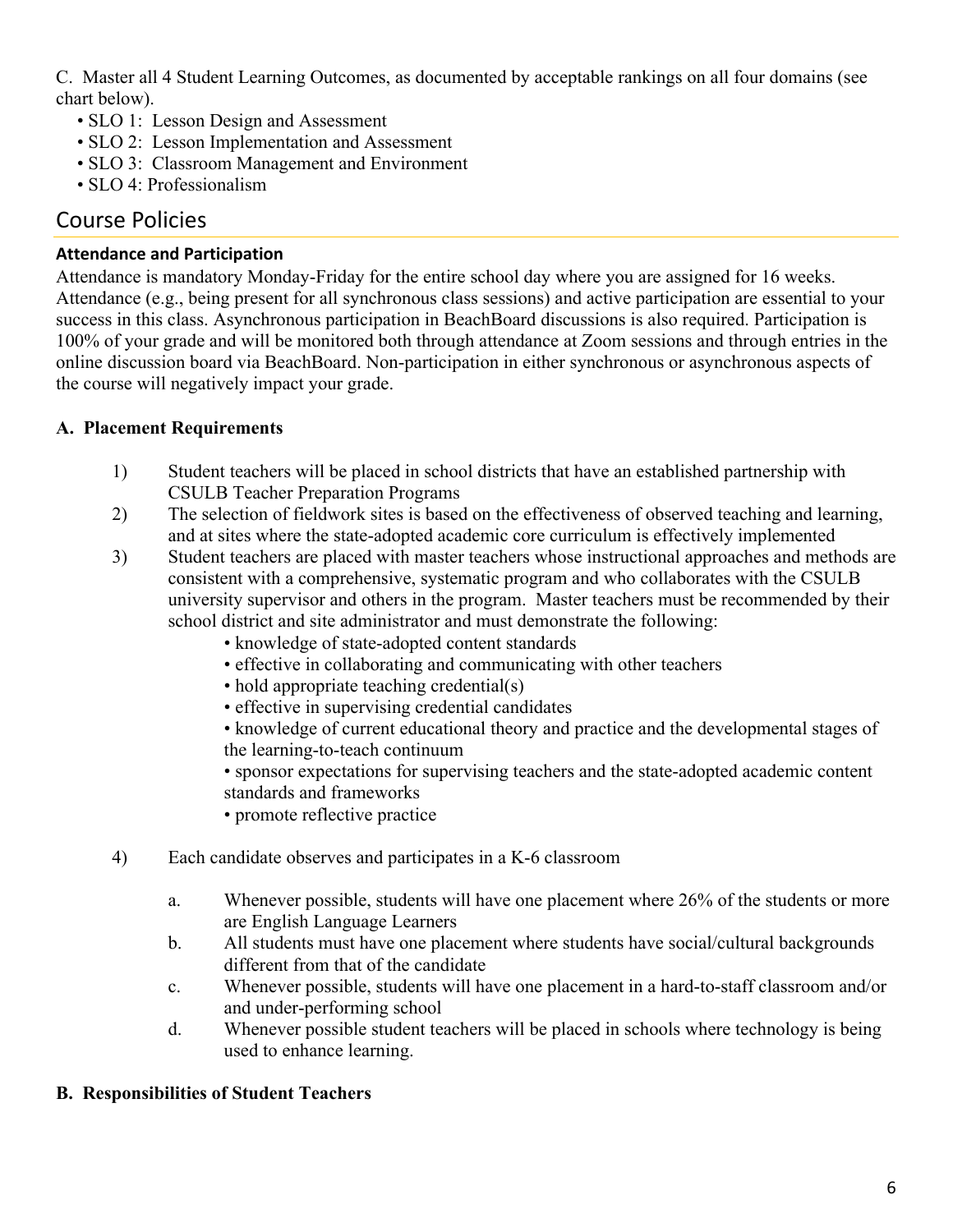C. Master all 4 Student Learning Outcomes, as documented by acceptable rankings on all four domains (see chart below).

- SLO 1: Lesson Design and Assessment
- SLO 2: Lesson Implementation and Assessment
- SLO 3: Classroom Management and Environment
- SLO 4: Professionalism

## Course Policies

### Attendance and Participation

Attendance is mandatory Monday-Friday for the entire school day where you are assigned for 16 weeks. Attendance (e.g., being present for all synchronous class sessions) and active participation are essential to your success in this class. Asynchronous participation in BeachBoard discussions is also required. Participation is 100% of your grade and will be monitored both through attendance at Zoom sessions and through entries in the online discussion board via BeachBoard. Non-participation in either synchronous or asynchronous aspects of the course will negatively impact your grade.

**A. Placement Requirements**

1) Student teachers will be placed in school districts that have an established partnership with CSULB Teacher Preparation Programs
2) The selection of fieldwork sites is based on the effectiveness of observed teaching and learning, and at sites where the state-adopted academic core curriculum is effectively implemented
3) Student teachers are placed with master teachers whose instructional approaches and methods are consistent with a comprehensive, systematic program and who collaborates with the CSULB university supervisor and others in the program. Master teachers must be recommended by their school district and site administrator and must demonstrate the following:
   - knowledge of state-adopted content standards
   - effective in collaborating and communicating with other teachers
   - hold appropriate teaching credential(s)
   - effective in supervising credential candidates
   - knowledge of current educational theory and practice and the developmental stages of the learning-to-teach continuum
   - sponsor expectations for supervising teachers and the state-adopted academic content standards and frameworks
   - promote reflective practice
4) Each candidate observes and participates in a K-6 classroom
   a. Whenever possible, students will have one placement where 26% of the students or more are English Language Learners
   b. All students must have one placement where students have social/cultural backgrounds different from that of the candidate
   c. Whenever possible, students will have one placement in a hard-to-staff classroom and/or and under-performing school
   d. Whenever possible student teachers will be placed in schools where technology is being used to enhance learning.

**B. Responsibilities of Student Teachers**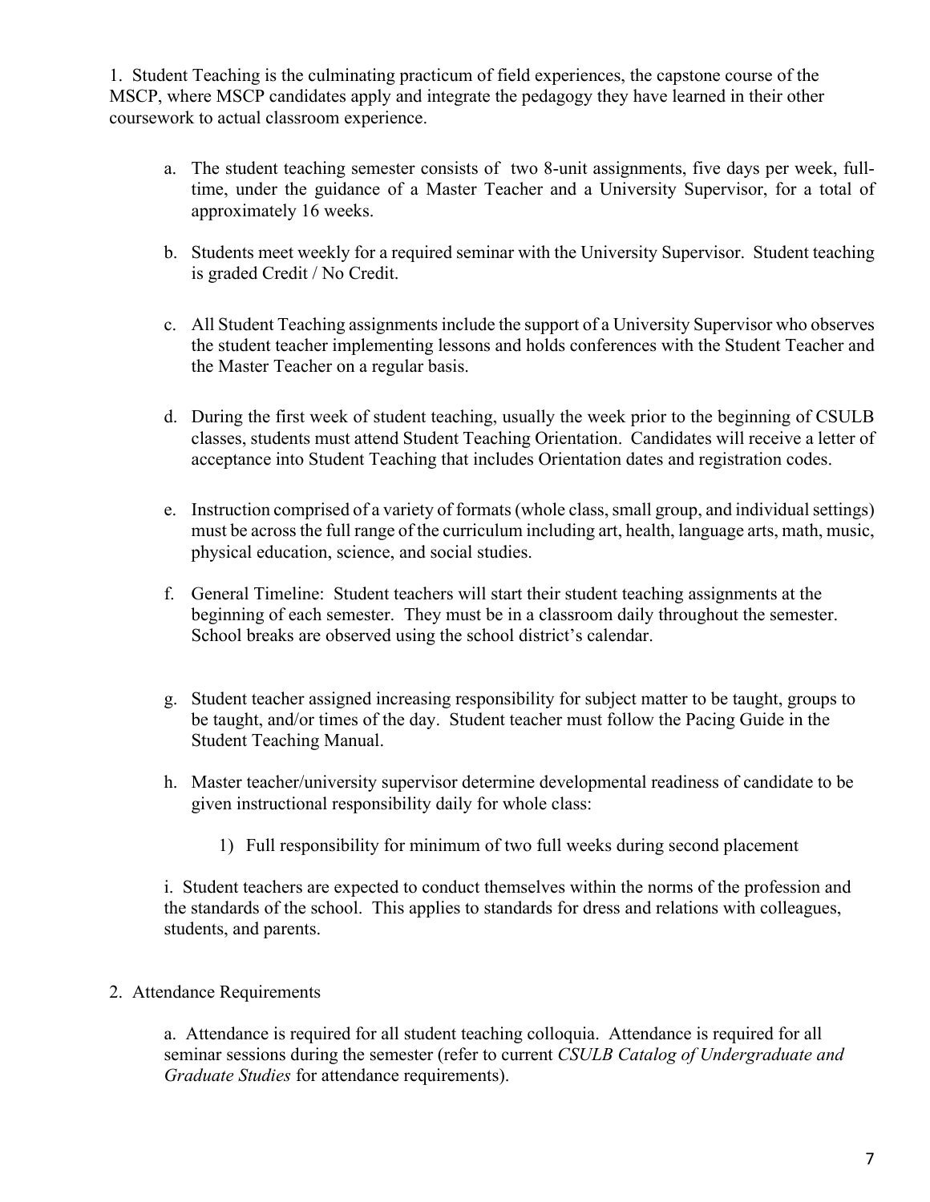1. Student Teaching is the culminating practicum of field experiences, the capstone course of the MSCP, where MSCP candidates apply and integrate the pedagogy they have learned in their other coursework to actual classroom experience.

   a. The student teaching semester consists of two 8-unit assignments, five days per week, full-time, under the guidance of a Master Teacher and a University Supervisor, for a total of approximately 16 weeks.

   b. Students meet weekly for a required seminar with the University Supervisor. Student teaching is graded Credit / No Credit.

   c. All Student Teaching assignments include the support of a University Supervisor who observes the student teacher implementing lessons and holds conferences with the Student Teacher and the Master Teacher on a regular basis.

   d. During the first week of student teaching, usually the week prior to the beginning of CSULB classes, students must attend Student Teaching Orientation. Candidates will receive a letter of acceptance into Student Teaching that includes Orientation dates and registration codes.

   e. Instruction comprised of a variety of formats (whole class, small group, and individual settings) must be across the full range of the curriculum including art, health, language arts, math, music, physical education, science, and social studies.

   f. General Timeline: Student teachers will start their student teaching assignments at the beginning of each semester. They must be in a classroom daily throughout the semester. School breaks are observed using the school district's calendar.

   g. Student teacher assigned increasing responsibility for subject matter to be taught, groups to be taught, and/or times of the day. Student teacher must follow the Pacing Guide in the Student Teaching Manual.

   h. Master teacher/university supervisor determine developmental readiness of candidate to be given instructional responsibility daily for whole class:

      1) Full responsibility for minimum of two full weeks during second placement

   i. Student teachers are expected to conduct themselves within the norms of the profession and the standards of the school. This applies to standards for dress and relations with colleagues, students, and parents.

2. Attendance Requirements

   a. Attendance is required for all student teaching colloquia. Attendance is required for all seminar sessions during the semester (refer to current *CSULB Catalog of Undergraduate and Graduate Studies* for attendance requirements).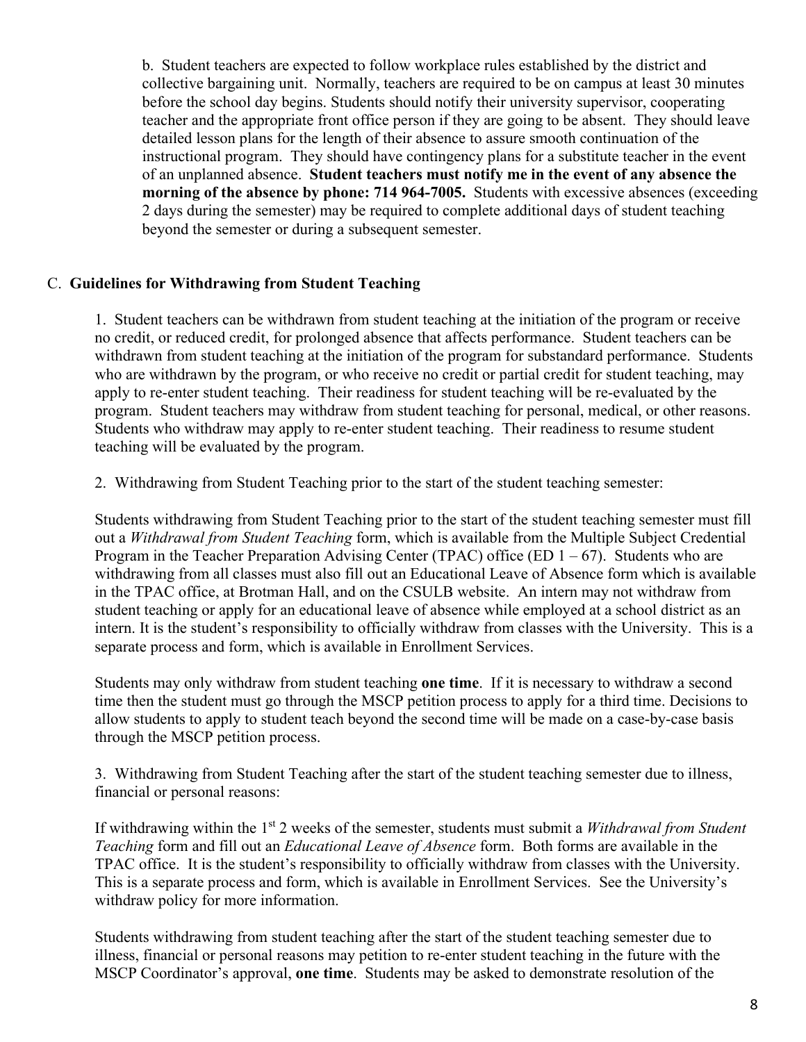b. Student teachers are expected to follow workplace rules established by the district and collective bargaining unit. Normally, teachers are required to be on campus at least 30 minutes before the school day begins. Students should notify their university supervisor, cooperating teacher and the appropriate front office person if they are going to be absent. They should leave detailed lesson plans for the length of their absence to assure smooth continuation of the instructional program. They should have contingency plans for a substitute teacher in the event of an unplanned absence. **Student teachers must notify me in the event of any absence the morning of the absence by phone: 714 964-7005.** Students with excessive absences (exceeding 2 days during the semester) may be required to complete additional days of student teaching beyond the semester or during a subsequent semester.

C. **Guidelines for Withdrawing from Student Teaching**

1. Student teachers can be withdrawn from student teaching at the initiation of the program or receive no credit, or reduced credit, for prolonged absence that affects performance. Student teachers can be withdrawn from student teaching at the initiation of the program for substandard performance. Students who are withdrawn by the program, or who receive no credit or partial credit for student teaching, may apply to re-enter student teaching. Their readiness for student teaching will be re-evaluated by the program. Student teachers may withdraw from student teaching for personal, medical, or other reasons. Students who withdraw may apply to re-enter student teaching. Their readiness to resume student teaching will be evaluated by the program.

2. Withdrawing from Student Teaching prior to the start of the student teaching semester:

Students withdrawing from Student Teaching prior to the start of the student teaching semester must fill out a *Withdrawal from Student Teaching* form, which is available from the Multiple Subject Credential Program in the Teacher Preparation Advising Center (TPAC) office (ED 1 – 67). Students who are withdrawing from all classes must also fill out an Educational Leave of Absence form which is available in the TPAC office, at Brotman Hall, and on the CSULB website. An intern may not withdraw from student teaching or apply for an educational leave of absence while employed at a school district as an intern. It is the student's responsibility to officially withdraw from classes with the University. This is a separate process and form, which is available in Enrollment Services.

Students may only withdraw from student teaching **one time**. If it is necessary to withdraw a second time then the student must go through the MSCP petition process to apply for a third time. Decisions to allow students to apply to student teach beyond the second time will be made on a case-by-case basis through the MSCP petition process.

3. Withdrawing from Student Teaching after the start of the student teaching semester due to illness, financial or personal reasons:

If withdrawing within the 1st 2 weeks of the semester, students must submit a *Withdrawal from Student Teaching* form and fill out an *Educational Leave of Absence* form. Both forms are available in the TPAC office. It is the student's responsibility to officially withdraw from classes with the University. This is a separate process and form, which is available in Enrollment Services. See the University's withdraw policy for more information.

Students withdrawing from student teaching after the start of the student teaching semester due to illness, financial or personal reasons may petition to re-enter student teaching in the future with the MSCP Coordinator's approval, **one time**. Students may be asked to demonstrate resolution of the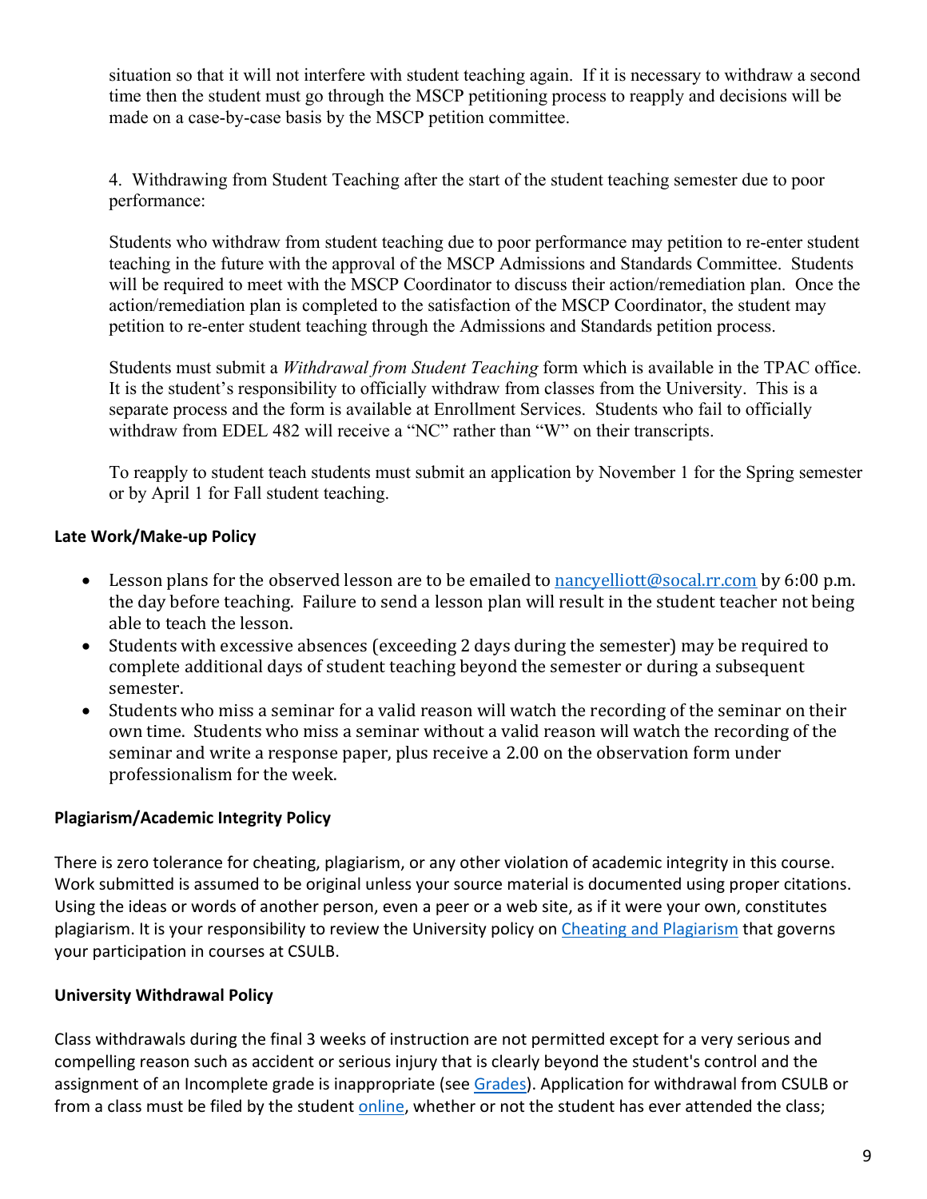situation so that it will not interfere with student teaching again. If it is necessary to withdraw a second time then the student must go through the MSCP petitioning process to reapply and decisions will be made on a case-by-case basis by the MSCP petition committee.

4. Withdrawing from Student Teaching after the start of the student teaching semester due to poor performance:

Students who withdraw from student teaching due to poor performance may petition to re-enter student teaching in the future with the approval of the MSCP Admissions and Standards Committee. Students will be required to meet with the MSCP Coordinator to discuss their action/remediation plan. Once the action/remediation plan is completed to the satisfaction of the MSCP Coordinator, the student may petition to re-enter student teaching through the Admissions and Standards petition process.

Students must submit a *Withdrawal from Student Teaching* form which is available in the TPAC office. It is the student's responsibility to officially withdraw from classes from the University. This is a separate process and the form is available at Enrollment Services. Students who fail to officially withdraw from EDEL 482 will receive a "NC" rather than "W" on their transcripts.

To reapply to student teach students must submit an application by November 1 for the Spring semester or by April 1 for Fall student teaching.

### Late Work/Make-up Policy

- Lesson plans for the observed lesson are to be emailed to nancyelliott@socal.rr.com by 6:00 p.m. the day before teaching. Failure to send a lesson plan will result in the student teacher not being able to teach the lesson.
- Students with excessive absences (exceeding 2 days during the semester) may be required to complete additional days of student teaching beyond the semester or during a subsequent semester.
- Students who miss a seminar for a valid reason will watch the recording of the seminar on their own time. Students who miss a seminar without a valid reason will watch the recording of the seminar and write a response paper, plus receive a 2.00 on the observation form under professionalism for the week.

### Plagiarism/Academic Integrity Policy

There is zero tolerance for cheating, plagiarism, or any other violation of academic integrity in this course. Work submitted is assumed to be original unless your source material is documented using proper citations. Using the ideas or words of another person, even a peer or a web site, as if it were your own, constitutes plagiarism. It is your responsibility to review the University policy on Cheating and Plagiarism that governs your participation in courses at CSULB.

### University Withdrawal Policy

Class withdrawals during the final 3 weeks of instruction are not permitted except for a very serious and compelling reason such as accident or serious injury that is clearly beyond the student's control and the assignment of an Incomplete grade is inappropriate (see Grades). Application for withdrawal from CSULB or from a class must be filed by the student online, whether or not the student has ever attended the class;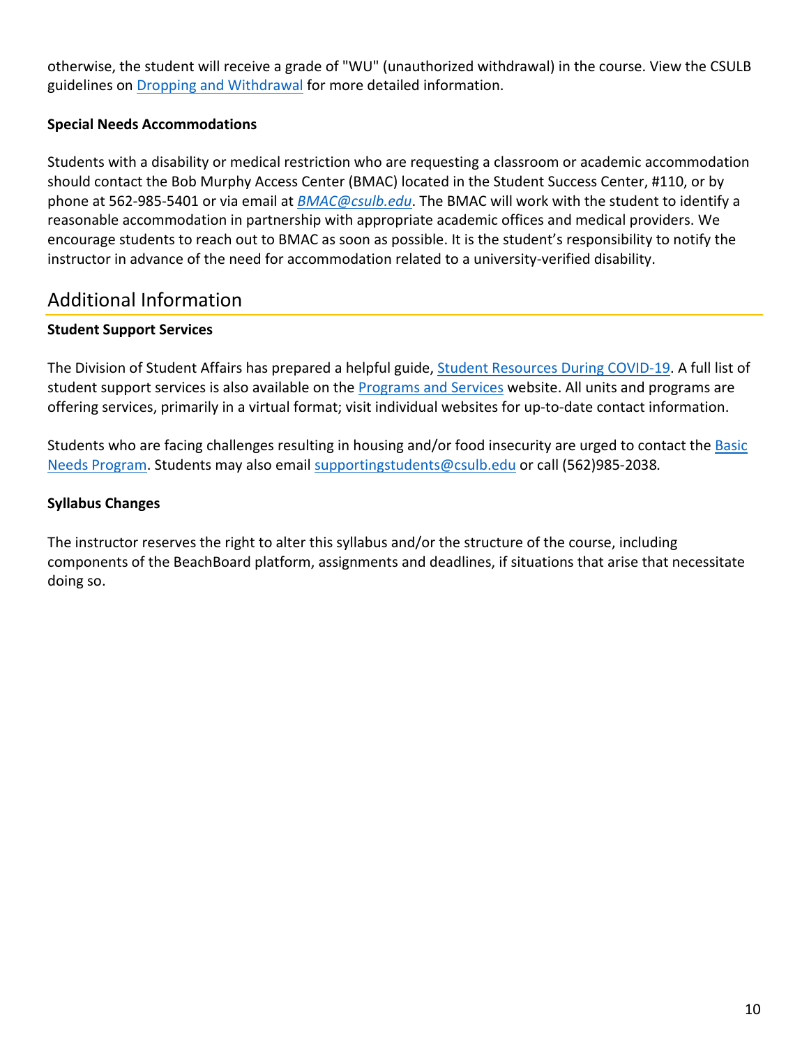otherwise, the student will receive a grade of "WU" (unauthorized withdrawal) in the course. View the CSULB guidelines on Dropping and Withdrawal for more detailed information.

**Special Needs Accommodations**

Students with a disability or medical restriction who are requesting a classroom or academic accommodation should contact the Bob Murphy Access Center (BMAC) located in the Student Success Center, #110, or by phone at 562-985-5401 or via email at *BMAC@csulb.edu*. The BMAC will work with the student to identify a reasonable accommodation in partnership with appropriate academic offices and medical providers. We encourage students to reach out to BMAC as soon as possible. It is the student's responsibility to notify the instructor in advance of the need for accommodation related to a university-verified disability.

## Additional Information

**Student Support Services**

The Division of Student Affairs has prepared a helpful guide, Student Resources During COVID-19. A full list of student support services is also available on the Programs and Services website. All units and programs are offering services, primarily in a virtual format; visit individual websites for up-to-date contact information.

Students who are facing challenges resulting in housing and/or food insecurity are urged to contact the Basic Needs Program. Students may also email supportingstudents@csulb.edu or call (562)985-2038.

**Syllabus Changes**

The instructor reserves the right to alter this syllabus and/or the structure of the course, including components of the BeachBoard platform, assignments and deadlines, if situations that arise that necessitate doing so.